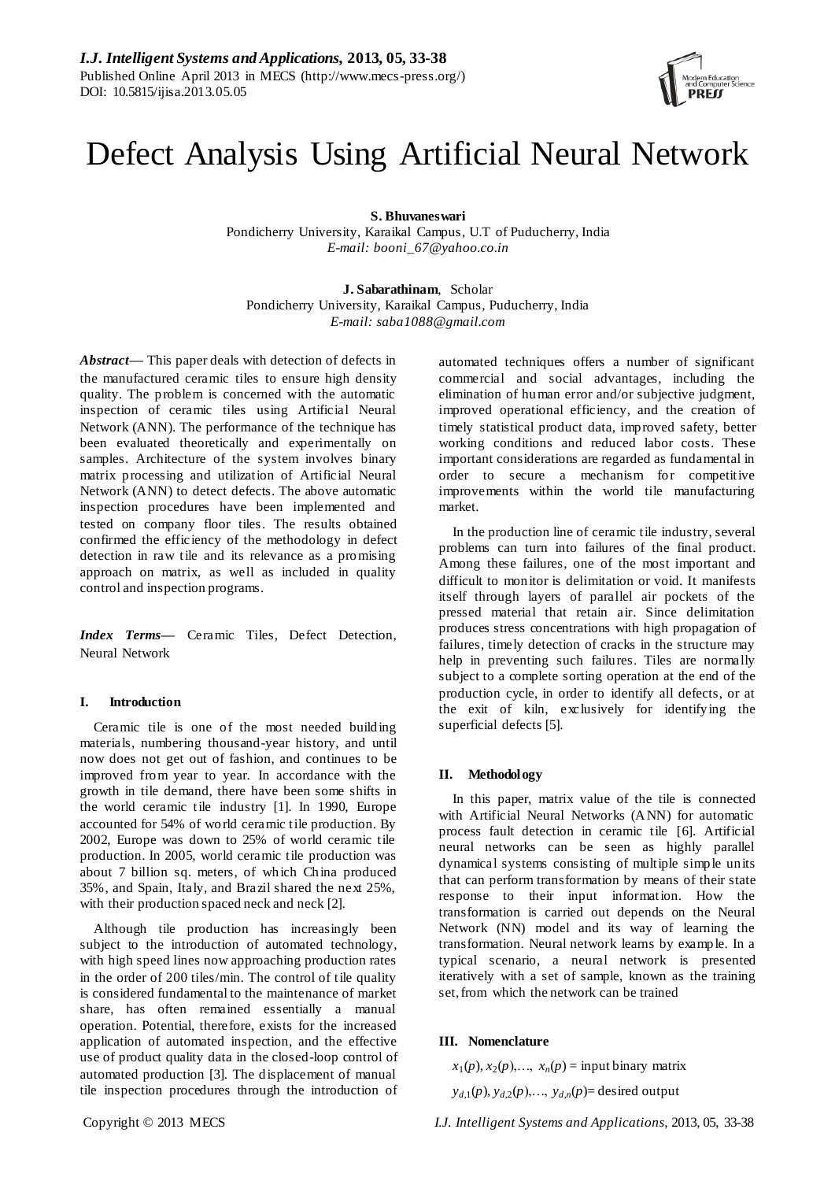# Defect Analysis Using Artificial Neural Network

**S. Bhuvaneswari**
Pondicherry University, Karaikal Campus, U.T of Puducherry, India
*E-mail: booni_67@yahoo.co.in*

**J. Sabarathinam**, Scholar
Pondicherry University, Karaikal Campus, Puducherry, India
*E-mail: saba1088@gmail.com*

***Abstract*—** This paper deals with detection of defects in the manufactured ceramic tiles to ensure high density quality. The problem is concerned with the automatic inspection of ceramic tiles using Artificial Neural Network (ANN). The performance of the technique has been evaluated theoretically and experimentally on samples. Architecture of the system involves binary matrix processing and utilization of Artificial Neural Network (ANN) to detect defects. The above automatic inspection procedures have been implemented and tested on company floor tiles. The results obtained confirmed the efficiency of the methodology in defect detection in raw tile and its relevance as a promising approach on matrix, as well as included in quality control and inspection programs.

***Index Terms*—** Ceramic Tiles, Defect Detection, Neural Network

## I. Introduction

Ceramic tile is one of the most needed building materials, numbering thousand-year history, and until now does not get out of fashion, and continues to be improved from year to year. In accordance with the growth in tile demand, there have been some shifts in the world ceramic tile industry [1]. In 1990, Europe accounted for 54% of world ceramic tile production. By 2002, Europe was down to 25% of world ceramic tile production. In 2005, world ceramic tile production was about 7 billion sq. meters, of which China produced 35%, and Spain, Italy, and Brazil shared the next 25%, with their production spaced neck and neck [2].

Although tile production has increasingly been subject to the introduction of automated technology, with high speed lines now approaching production rates in the order of 200 tiles/min. The control of tile quality is considered fundamental to the maintenance of market share, has often remained essentially a manual operation. Potential, therefore, exists for the increased application of automated inspection, and the effective use of product quality data in the closed-loop control of automated production [3]. The displacement of manual tile inspection procedures through the introduction of automated techniques offers a number of significant commercial and social advantages, including the elimination of human error and/or subjective judgment, improved operational efficiency, and the creation of timely statistical product data, improved safety, better working conditions and reduced labor costs. These important considerations are regarded as fundamental in order to secure a mechanism for competitive improvements within the world tile manufacturing market.

In the production line of ceramic tile industry, several problems can turn into failures of the final product. Among these failures, one of the most important and difficult to monitor is delimitation or void. It manifests itself through layers of parallel air pockets of the pressed material that retain air. Since delimitation produces stress concentrations with high propagation of failures, timely detection of cracks in the structure may help in preventing such failures. Tiles are normally subject to a complete sorting operation at the end of the production cycle, in order to identify all defects, or at the exit of kiln, exclusively for identifying the superficial defects [5].

## II. Methodology

In this paper, matrix value of the tile is connected with Artificial Neural Networks (ANN) for automatic process fault detection in ceramic tile [6]. Artificial neural networks can be seen as highly parallel dynamical systems consisting of multiple simple units that can perform transformation by means of their state response to their input information. How the transformation is carried out depends on the Neural Network (NN) model and its way of learning the transformation. Neural network learns by example. In a typical scenario, a neural network is presented iteratively with a set of sample, known as the training set, from which the network can be trained

## III. Nomenclature

$x_1(p), x_2(p),\ldots, x_n(p)$ = input binary matrix

$y_{d,1}(p), y_{d,2}(p),\ldots, y_{d,n}(p)$= desired output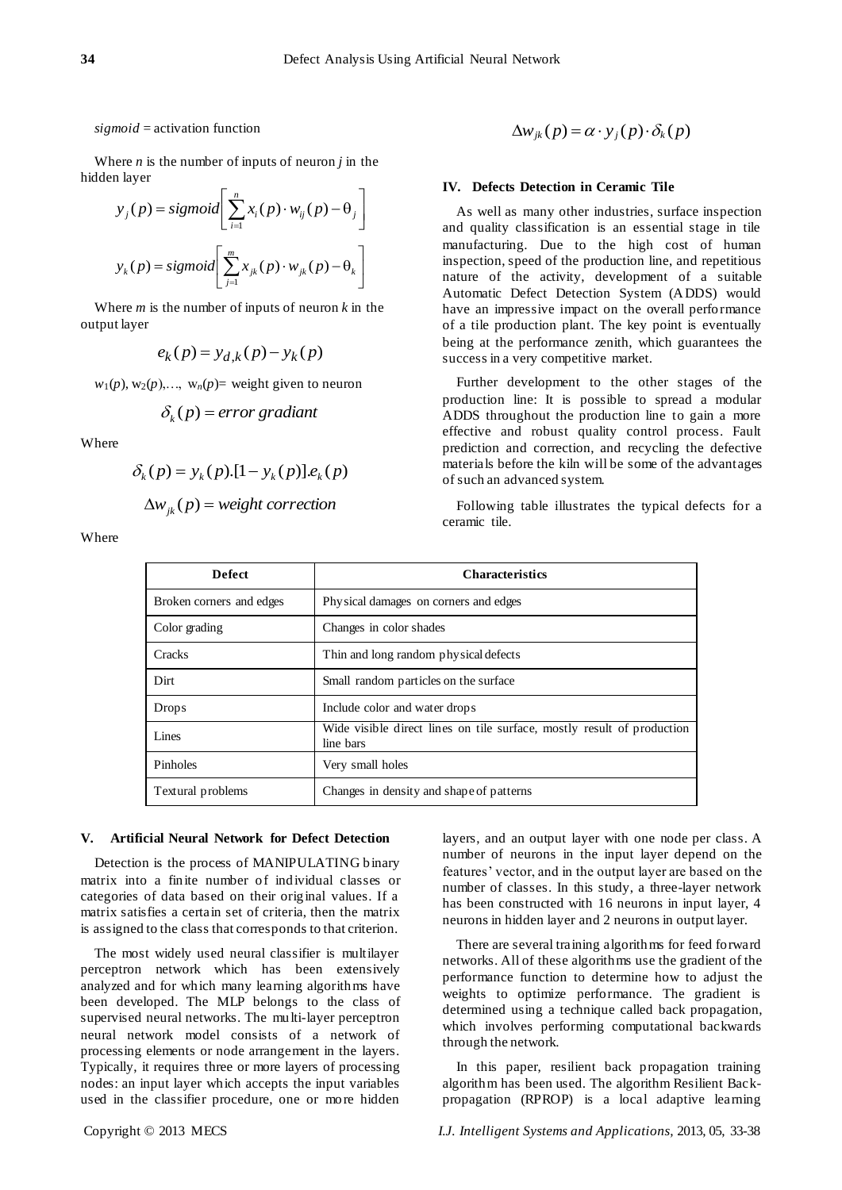*sigmoid* = activation function

Where *n* is the number of inputs of neuron *j* in the hidden layer

$$y_j(p) = sigmoid\left[\sum_{i=1}^{n} x_i(p) \cdot w_{ij}(p) - \theta_j\right]$$

$$y_k(p) = sigmoid\left[\sum_{j=1}^{m} x_{jk}(p) \cdot w_{jk}(p) - \theta_k\right]$$

Where *m* is the number of inputs of neuron *k* in the output layer

$$e_k(p) = y_{d,k}(p) - y_k(p)$$

$w_1(p), w_2(p), \ldots, w_n(p)$= weight given to neuron

$$\delta_k(p) = error\ gradiant$$

Where

$$\delta_k(p) = y_k(p).[1 - y_k(p)].e_k(p)$$

$$\Delta w_{jk}(p) = weight\ correction$$

Where

$$\Delta w_{jk}(p) = \alpha \cdot y_j(p) \cdot \delta_k(p)$$

## IV. Defects Detection in Ceramic Tile

As well as many other industries, surface inspection and quality classification is an essential stage in tile manufacturing. Due to the high cost of human inspection, speed of the production line, and repetitious nature of the activity, development of a suitable Automatic Defect Detection System (ADDS) would have an impressive impact on the overall performance of a tile production plant. The key point is eventually being at the performance zenith, which guarantees the success in a very competitive market.

Further development to the other stages of the production line: It is possible to spread a modular ADDS throughout the production line to gain a more effective and robust quality control process. Fault prediction and correction, and recycling the defective materials before the kiln will be some of the advantages of such an advanced system.

Following table illustrates the typical defects for a ceramic tile.

| Defect | Characteristics |
|---|---|
| Broken corners and edges | Physical damages on corners and edges |
| Color grading | Changes in color shades |
| Cracks | Thin and long random physical defects |
| Dirt | Small random particles on the surface |
| Drops | Include color and water drops |
| Lines | Wide visible direct lines on tile surface, mostly result of production line bars |
| Pinholes | Very small holes |
| Textural problems | Changes in density and shape of patterns |

## V. Artificial Neural Network for Defect Detection

Detection is the process of MANIPULATING binary matrix into a finite number of individual classes or categories of data based on their original values. If a matrix satisfies a certain set of criteria, then the matrix is assigned to the class that corresponds to that criterion.

The most widely used neural classifier is multilayer perceptron network which has been extensively analyzed and for which many learning algorithms have been developed. The MLP belongs to the class of supervised neural networks. The multi-layer perceptron neural network model consists of a network of processing elements or node arrangement in the layers. Typically, it requires three or more layers of processing nodes: an input layer which accepts the input variables used in the classifier procedure, one or more hidden layers, and an output layer with one node per class. A number of neurons in the input layer depend on the features' vector, and in the output layer are based on the number of classes. In this study, a three-layer network has been constructed with 16 neurons in input layer, 4 neurons in hidden layer and 2 neurons in output layer.

There are several training algorithms for feed forward networks. All of these algorithms use the gradient of the performance function to determine how to adjust the weights to optimize performance. The gradient is determined using a technique called back propagation, which involves performing computational backwards through the network.

In this paper, resilient back propagation training algorithm has been used. The algorithm Resilient Back-propagation (RPROP) is a local adaptive learning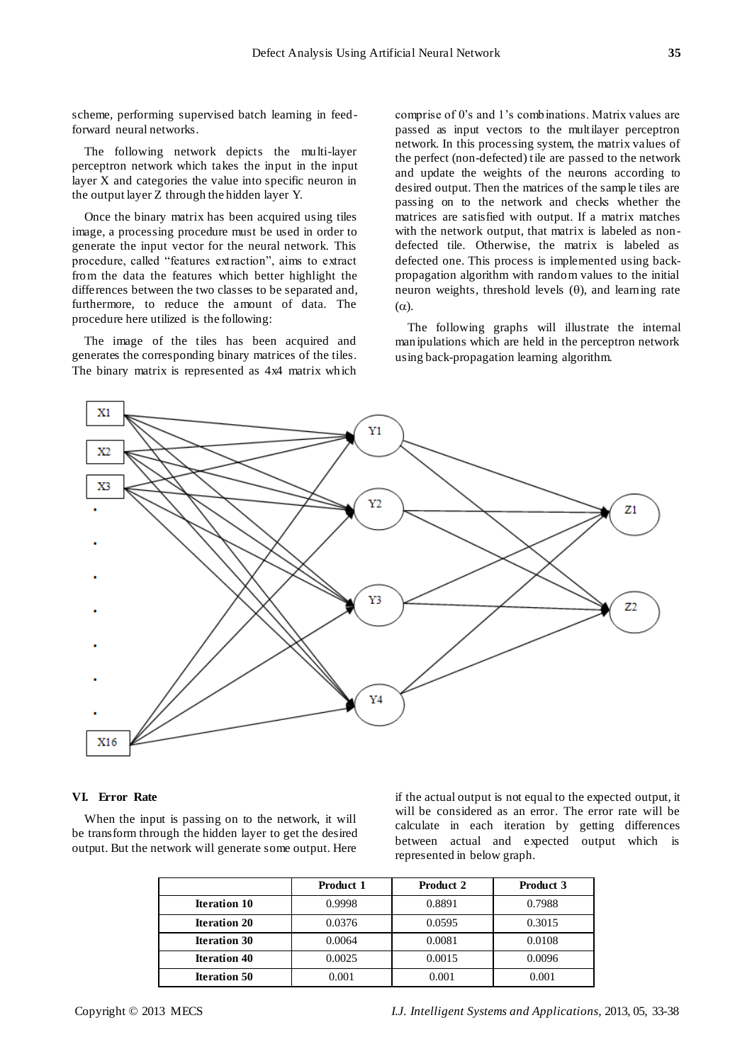scheme, performing supervised batch learning in feed-forward neural networks.

The following network depicts the multi-layer perceptron network which takes the input in the input layer X and categories the value into specific neuron in the output layer Z through the hidden layer Y.

Once the binary matrix has been acquired using tiles image, a processing procedure must be used in order to generate the input vector for the neural network. This procedure, called "features extraction", aims to extract from the data the features which better highlight the differences between the two classes to be separated and, furthermore, to reduce the amount of data. The procedure here utilized is the following:

The image of the tiles has been acquired and generates the corresponding binary matrices of the tiles. The binary matrix is represented as 4x4 matrix which comprise of 0's and 1's combinations. Matrix values are passed as input vectors to the multilayer perceptron network. In this processing system, the matrix values of the perfect (non-defected) tile are passed to the network and update the weights of the neurons according to desired output. Then the matrices of the sample tiles are passing on to the network and checks whether the matrices are satisfied with output. If a matrix matches with the network output, that matrix is labeled as non-defected tile. Otherwise, the matrix is labeled as defected one. This process is implemented using back-propagation algorithm with random values to the initial neuron weights, threshold levels (θ), and learning rate (α).

The following graphs will illustrate the internal manipulations which are held in the perceptron network using back-propagation learning algorithm.

### VI. Error Rate

When the input is passing on to the network, it will be transform through the hidden layer to get the desired output. But the network will generate some output. Here if the actual output is not equal to the expected output, it will be considered as an error. The error rate will be calculate in each iteration by getting differences between actual and expected output which is represented in below graph.

| | Product 1 | Product 2 | Product 3 |
|---|---|---|---|
| **Iteration 10** | 0.9998 | 0.8891 | 0.7988 |
| **Iteration 20** | 0.0376 | 0.0595 | 0.3015 |
| **Iteration 30** | 0.0064 | 0.0081 | 0.0108 |
| **Iteration 40** | 0.0025 | 0.0015 | 0.0096 |
| **Iteration 50** | 0.001 | 0.001 | 0.001 |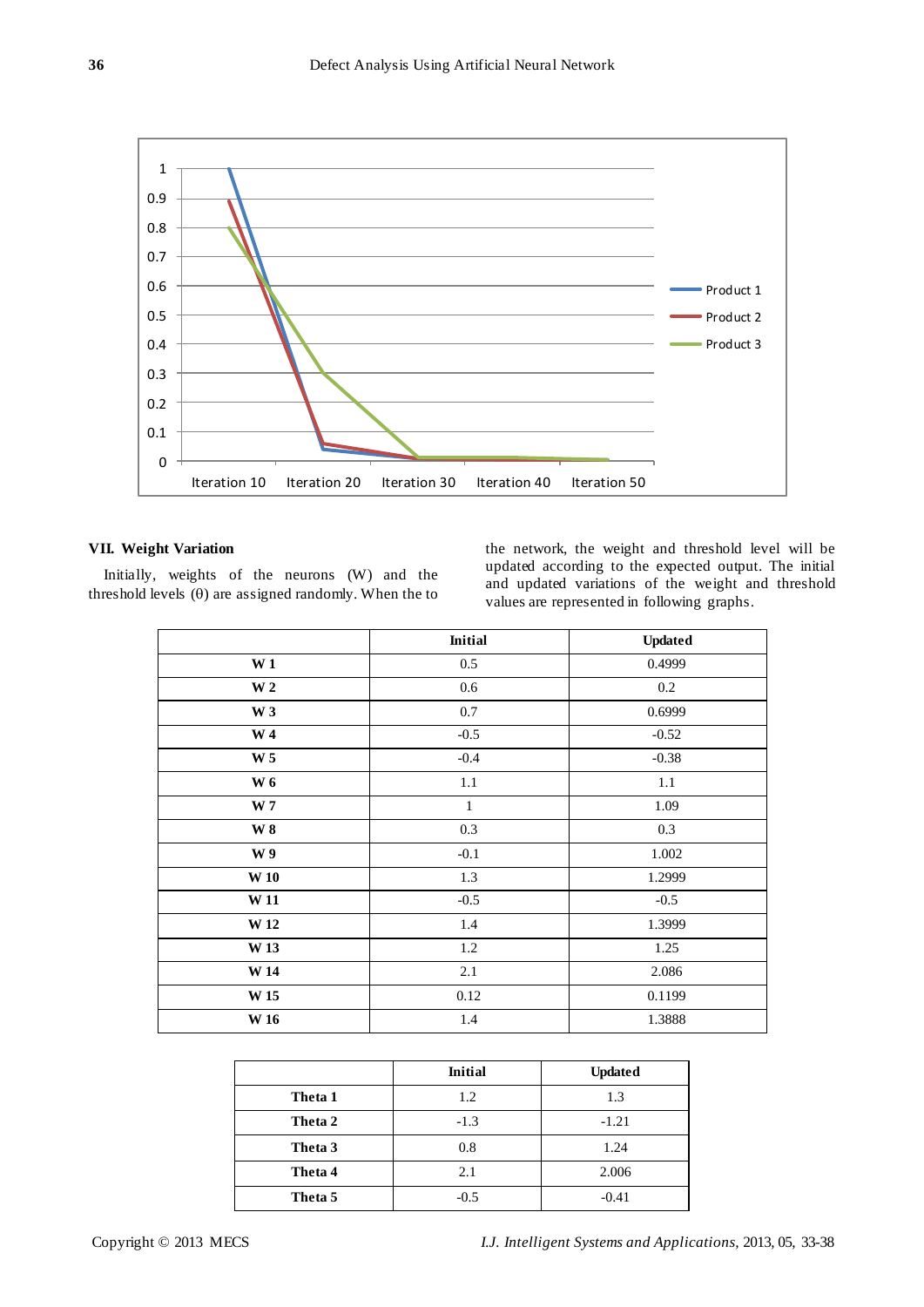## VII. Weight Variation

Initially, weights of the neurons (W) and the threshold levels (θ) are assigned randomly. When the to the network, the weight and threshold level will be updated according to the expected output. The initial and updated variations of the weight and threshold values are represented in following graphs.

| | Initial | Updated |
|---|---|---|
| **W 1** | 0.5 | 0.4999 |
| **W 2** | 0.6 | 0.2 |
| **W 3** | 0.7 | 0.6999 |
| **W 4** | -0.5 | -0.52 |
| **W 5** | -0.4 | -0.38 |
| **W 6** | 1.1 | 1.1 |
| **W 7** | 1 | 1.09 |
| **W 8** | 0.3 | 0.3 |
| **W 9** | -0.1 | 1.002 |
| **W 10** | 1.3 | 1.2999 |
| **W 11** | -0.5 | -0.5 |
| **W 12** | 1.4 | 1.3999 |
| **W 13** | 1.2 | 1.25 |
| **W 14** | 2.1 | 2.086 |
| **W 15** | 0.12 | 0.1199 |
| **W 16** | 1.4 | 1.3888 |

| | Initial | Updated |
|---|---|---|
| **Theta 1** | 1.2 | 1.3 |
| **Theta 2** | -1.3 | -1.21 |
| **Theta 3** | 0.8 | 1.24 |
| **Theta 4** | 2.1 | 2.006 |
| **Theta 5** | -0.5 | -0.41 |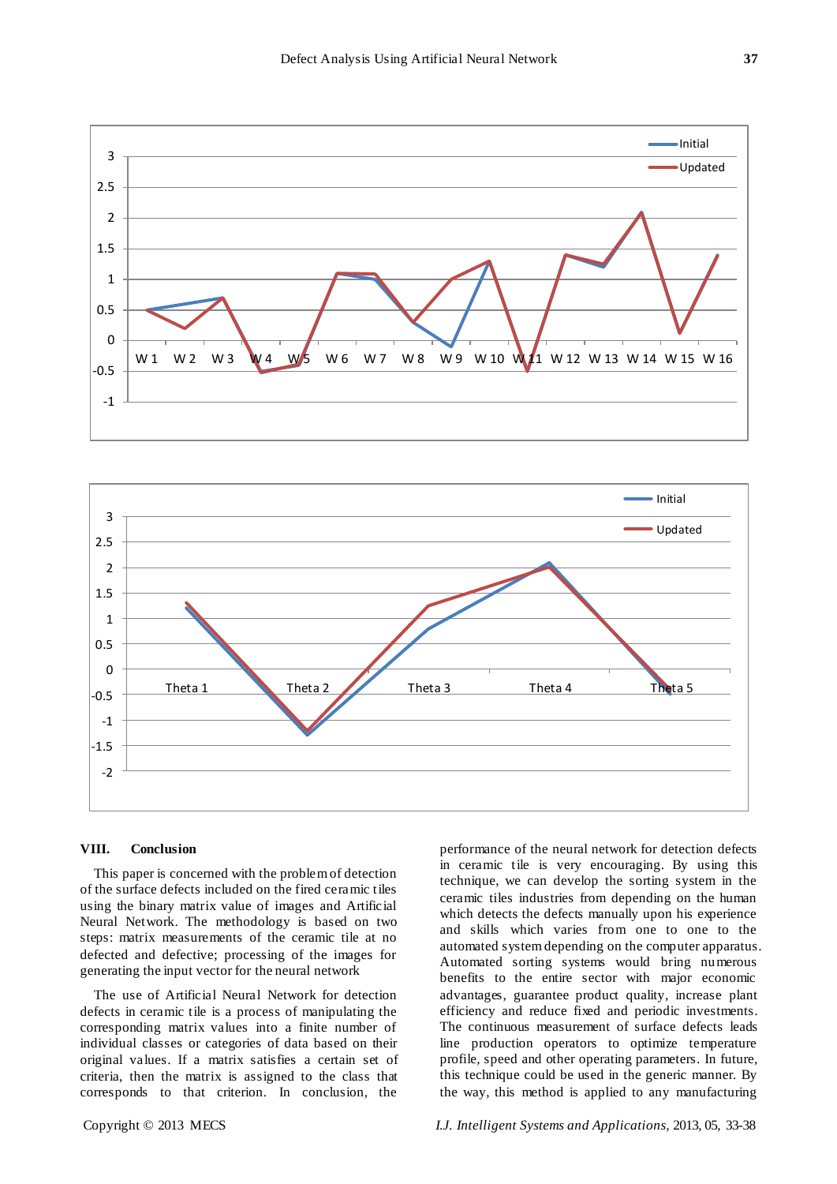## VIII. Conclusion

This paper is concerned with the problem of detection of the surface defects included on the fired ceramic tiles using the binary matrix value of images and Artificial Neural Network. The methodology is based on two steps: matrix measurements of the ceramic tile at no defected and defective; processing of the images for generating the input vector for the neural network

The use of Artificial Neural Network for detection defects in ceramic tile is a process of manipulating the corresponding matrix values into a finite number of individual classes or categories of data based on their original values. If a matrix satisfies a certain set of criteria, then the matrix is assigned to the class that corresponds to that criterion. In conclusion, the performance of the neural network for detection defects in ceramic tile is very encouraging. By using this technique, we can develop the sorting system in the ceramic tiles industries from depending on the human which detects the defects manually upon his experience and skills which varies from one to one to the automated system depending on the computer apparatus. Automated sorting systems would bring numerous benefits to the entire sector with major economic advantages, guarantee product quality, increase plant efficiency and reduce fixed and periodic investments. The continuous measurement of surface defects leads line production operators to optimize temperature profile, speed and other operating parameters. In future, this technique could be used in the generic manner. By the way, this method is applied to any manufacturing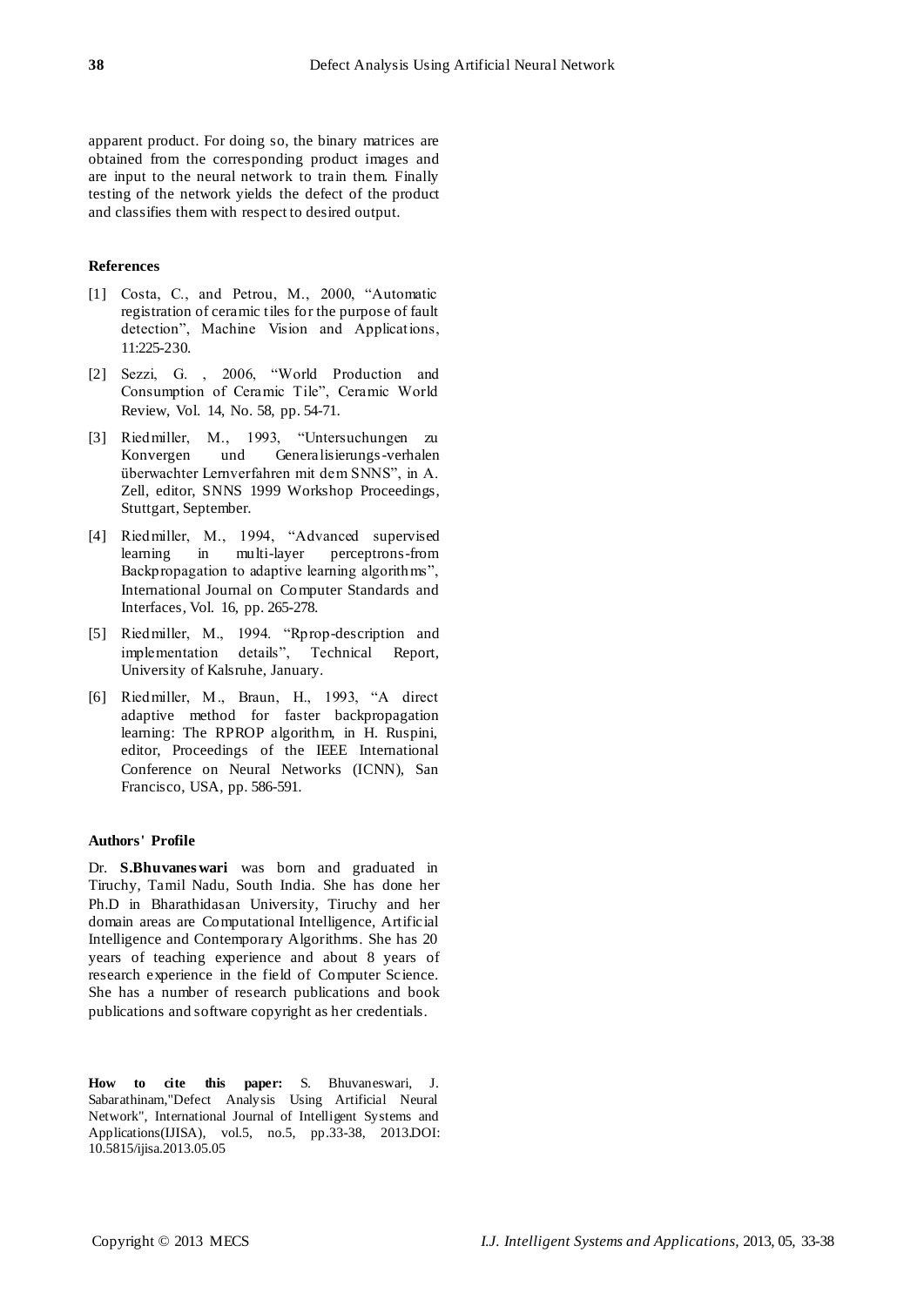apparent product. For doing so, the binary matrices are obtained from the corresponding product images and are input to the neural network to train them. Finally testing of the network yields the defect of the product and classifies them with respect to desired output.

## References

[1] Costa, C., and Petrou, M., 2000, "Automatic registration of ceramic tiles for the purpose of fault detection", Machine Vision and Applications, 11:225-230.

[2] Sezzi, G. , 2006, "World Production and Consumption of Ceramic Tile", Ceramic World Review, Vol. 14, No. 58, pp. 54-71.

[3] Riedmiller, M., 1993, "Untersuchungen zu Konvergen und Generalisierungs-verhalen überwachter Lernverfahren mit dem SNNS", in A. Zell, editor, SNNS 1999 Workshop Proceedings, Stuttgart, September.

[4] Riedmiller, M., 1994, "Advanced supervised learning in multi-layer perceptrons-from Backpropagation to adaptive learning algorithms", International Journal on Computer Standards and Interfaces, Vol. 16, pp. 265-278.

[5] Riedmiller, M., 1994. "Rprop-description and implementation details", Technical Report, University of Kalsruhe, January.

[6] Riedmiller, M., Braun, H., 1993, "A direct adaptive method for faster backpropagation learning: The RPROP algorithm, in H. Ruspini, editor, Proceedings of the IEEE International Conference on Neural Networks (ICNN), San Francisco, USA, pp. 586-591.

## Authors' Profile

Dr. **S.Bhuvaneswari** was born and graduated in Tiruchy, Tamil Nadu, South India. She has done her Ph.D in Bharathidasan University, Tiruchy and her domain areas are Computational Intelligence, Artificial Intelligence and Contemporary Algorithms. She has 20 years of teaching experience and about 8 years of research experience in the field of Computer Science. She has a number of research publications and book publications and software copyright as her credentials.

**How to cite this paper:** S. Bhuvaneswari, J. Sabarathinam,"Defect Analysis Using Artificial Neural Network", International Journal of Intelligent Systems and Applications(IJISA), vol.5, no.5, pp.33-38, 2013.DOI: 10.5815/ijisa.2013.05.05